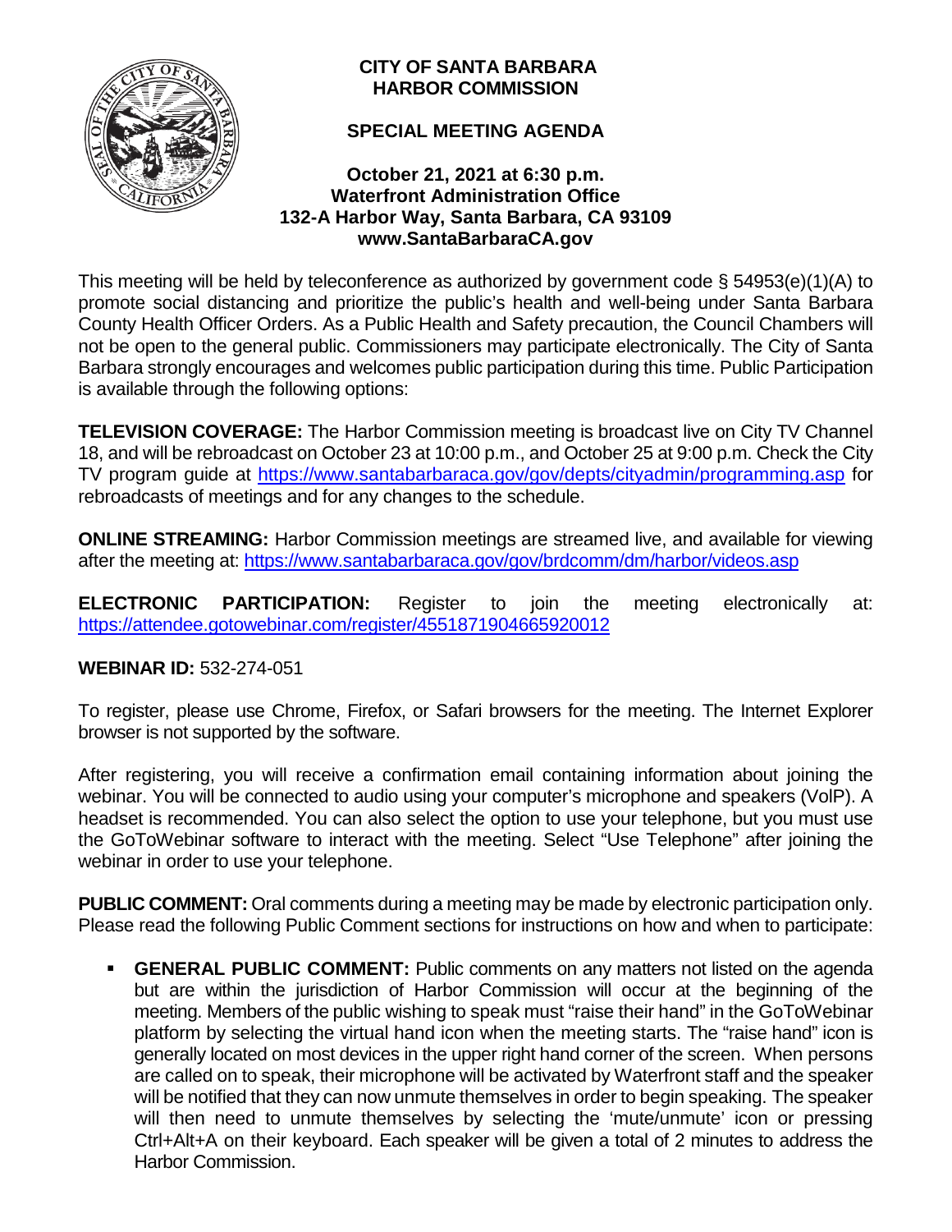**CITY OF SANTA BARBARA**
**HARBOR COMMISSION**

**SPECIAL MEETING AGENDA**

**October 21, 2021 at 6:30 p.m.**
**Waterfront Administration Office**
**132-A Harbor Way, Santa Barbara, CA 93109**
**www.SantaBarbaraCA.gov**

This meeting will be held by teleconference as authorized by government code § 54953(e)(1)(A) to promote social distancing and prioritize the public's health and well-being under Santa Barbara County Health Officer Orders. As a Public Health and Safety precaution, the Council Chambers will not be open to the general public. Commissioners may participate electronically. The City of Santa Barbara strongly encourages and welcomes public participation during this time. Public Participation is available through the following options:

**TELEVISION COVERAGE:** The Harbor Commission meeting is broadcast live on City TV Channel 18, and will be rebroadcast on October 23 at 10:00 p.m., and October 25 at 9:00 p.m. Check the City TV program guide at https://www.santabarbaraca.gov/gov/depts/cityadmin/programming.asp for rebroadcasts of meetings and for any changes to the schedule.

**ONLINE STREAMING:** Harbor Commission meetings are streamed live, and available for viewing after the meeting at: https://www.santabarbaraca.gov/gov/brdcomm/dm/harbor/videos.asp

**ELECTRONIC PARTICIPATION:** Register to join the meeting electronically at: https://attendee.gotowebinar.com/register/4551871904665920012

**WEBINAR ID:** 532-274-051

To register, please use Chrome, Firefox, or Safari browsers for the meeting. The Internet Explorer browser is not supported by the software.

After registering, you will receive a confirmation email containing information about joining the webinar. You will be connected to audio using your computer's microphone and speakers (VoIP). A headset is recommended. You can also select the option to use your telephone, but you must use the GoToWebinar software to interact with the meeting. Select "Use Telephone" after joining the webinar in order to use your telephone.

**PUBLIC COMMENT:** Oral comments during a meeting may be made by electronic participation only. Please read the following Public Comment sections for instructions on how and when to participate:

- **GENERAL PUBLIC COMMENT:** Public comments on any matters not listed on the agenda but are within the jurisdiction of Harbor Commission will occur at the beginning of the meeting. Members of the public wishing to speak must "raise their hand" in the GoToWebinar platform by selecting the virtual hand icon when the meeting starts. The "raise hand" icon is generally located on most devices in the upper right hand corner of the screen. When persons are called on to speak, their microphone will be activated by Waterfront staff and the speaker will be notified that they can now unmute themselves in order to begin speaking. The speaker will then need to unmute themselves by selecting the 'mute/unmute' icon or pressing Ctrl+Alt+A on their keyboard. Each speaker will be given a total of 2 minutes to address the Harbor Commission.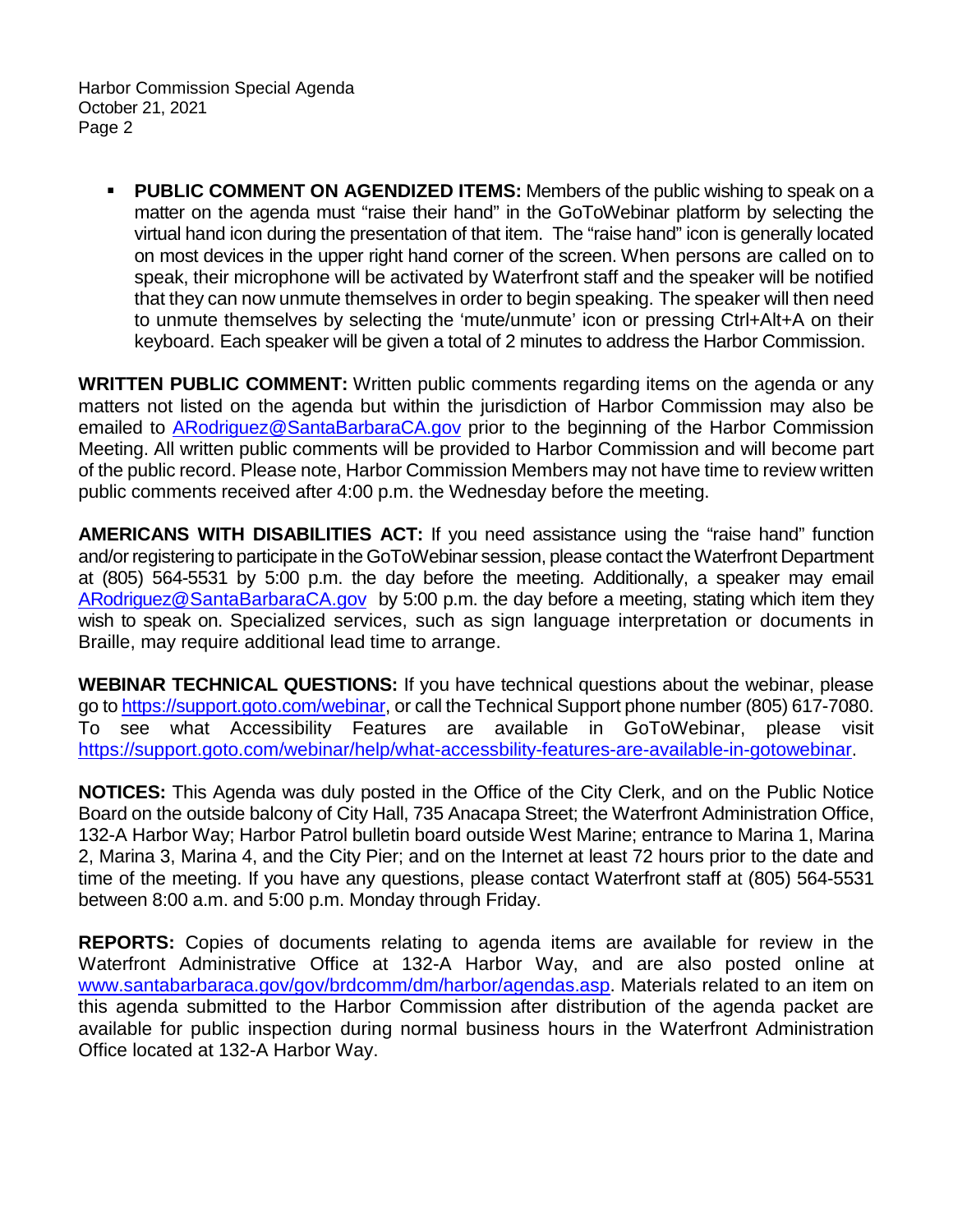- **PUBLIC COMMENT ON AGENDIZED ITEMS:** Members of the public wishing to speak on a matter on the agenda must "raise their hand" in the GoToWebinar platform by selecting the virtual hand icon during the presentation of that item. The "raise hand" icon is generally located on most devices in the upper right hand corner of the screen. When persons are called on to speak, their microphone will be activated by Waterfront staff and the speaker will be notified that they can now unmute themselves in order to begin speaking. The speaker will then need to unmute themselves by selecting the 'mute/unmute' icon or pressing Ctrl+Alt+A on their keyboard. Each speaker will be given a total of 2 minutes to address the Harbor Commission.

**WRITTEN PUBLIC COMMENT:** Written public comments regarding items on the agenda or any matters not listed on the agenda but within the jurisdiction of Harbor Commission may also be emailed to ARodriguez@SantaBarbaraCA.gov prior to the beginning of the Harbor Commission Meeting. All written public comments will be provided to Harbor Commission and will become part of the public record. Please note, Harbor Commission Members may not have time to review written public comments received after 4:00 p.m. the Wednesday before the meeting.

**AMERICANS WITH DISABILITIES ACT:** If you need assistance using the "raise hand" function and/or registering to participate in the GoToWebinar session, please contact the Waterfront Department at (805) 564-5531 by 5:00 p.m. the day before the meeting. Additionally, a speaker may email ARodriguez@SantaBarbaraCA.gov by 5:00 p.m. the day before a meeting, stating which item they wish to speak on. Specialized services, such as sign language interpretation or documents in Braille, may require additional lead time to arrange.

**WEBINAR TECHNICAL QUESTIONS:** If you have technical questions about the webinar, please go to https://support.goto.com/webinar, or call the Technical Support phone number (805) 617-7080. To see what Accessibility Features are available in GoToWebinar, please visit https://support.goto.com/webinar/help/what-accessbility-features-are-available-in-gotowebinar.

**NOTICES:** This Agenda was duly posted in the Office of the City Clerk, and on the Public Notice Board on the outside balcony of City Hall, 735 Anacapa Street; the Waterfront Administration Office, 132-A Harbor Way; Harbor Patrol bulletin board outside West Marine; entrance to Marina 1, Marina 2, Marina 3, Marina 4, and the City Pier; and on the Internet at least 72 hours prior to the date and time of the meeting. If you have any questions, please contact Waterfront staff at (805) 564-5531 between 8:00 a.m. and 5:00 p.m. Monday through Friday.

**REPORTS:** Copies of documents relating to agenda items are available for review in the Waterfront Administrative Office at 132-A Harbor Way, and are also posted online at www.santabarbaraca.gov/gov/brdcomm/dm/harbor/agendas.asp. Materials related to an item on this agenda submitted to the Harbor Commission after distribution of the agenda packet are available for public inspection during normal business hours in the Waterfront Administration Office located at 132-A Harbor Way.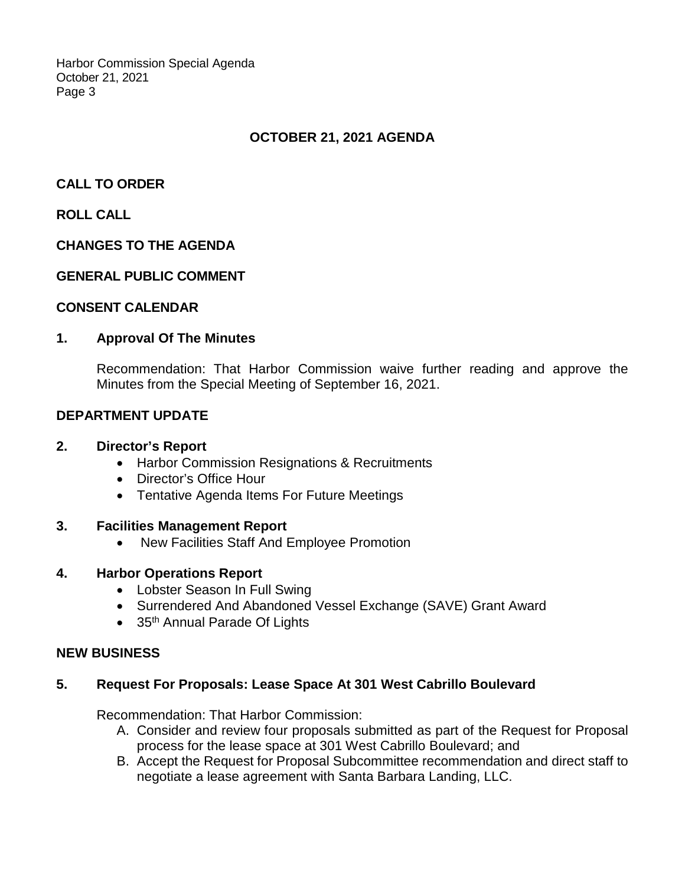## OCTOBER 21, 2021 AGENDA

**CALL TO ORDER**

**ROLL CALL**

**CHANGES TO THE AGENDA**

**GENERAL PUBLIC COMMENT**

**CONSENT CALENDAR**

### 1. Approval Of The Minutes

Recommendation: That Harbor Commission waive further reading and approve the Minutes from the Special Meeting of September 16, 2021.

**DEPARTMENT UPDATE**

### 2. Director's Report

- Harbor Commission Resignations & Recruitments
- Director's Office Hour
- Tentative Agenda Items For Future Meetings

### 3. Facilities Management Report

- New Facilities Staff And Employee Promotion

### 4. Harbor Operations Report

- Lobster Season In Full Swing
- Surrendered And Abandoned Vessel Exchange (SAVE) Grant Award
- 35th Annual Parade Of Lights

**NEW BUSINESS**

### 5. Request For Proposals: Lease Space At 301 West Cabrillo Boulevard

Recommendation: That Harbor Commission:

A. Consider and review four proposals submitted as part of the Request for Proposal process for the lease space at 301 West Cabrillo Boulevard; and

B. Accept the Request for Proposal Subcommittee recommendation and direct staff to negotiate a lease agreement with Santa Barbara Landing, LLC.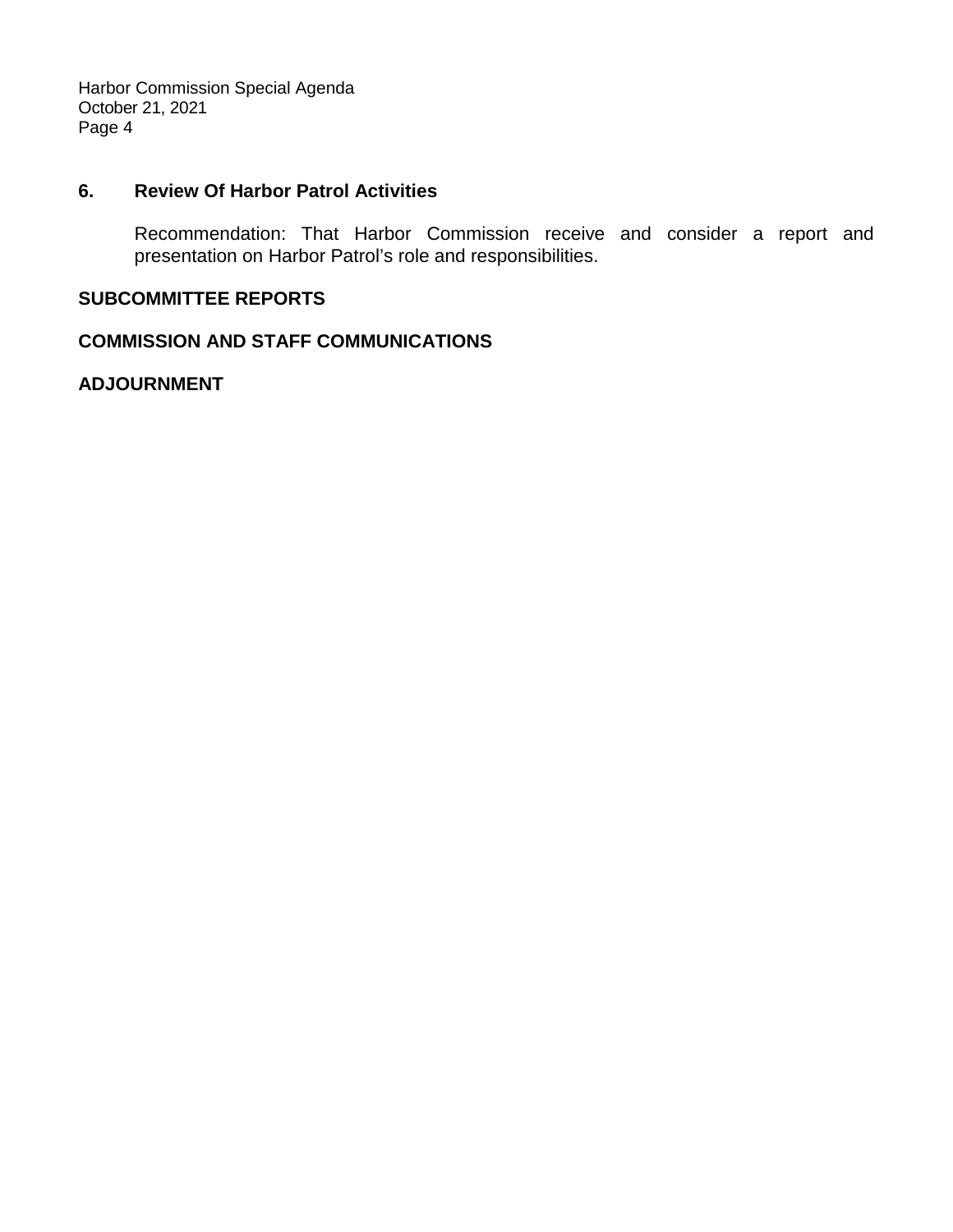**6. Review Of Harbor Patrol Activities**

Recommendation: That Harbor Commission receive and consider a report and presentation on Harbor Patrol's role and responsibilities.

**SUBCOMMITTEE REPORTS**

**COMMISSION AND STAFF COMMUNICATIONS**

**ADJOURNMENT**